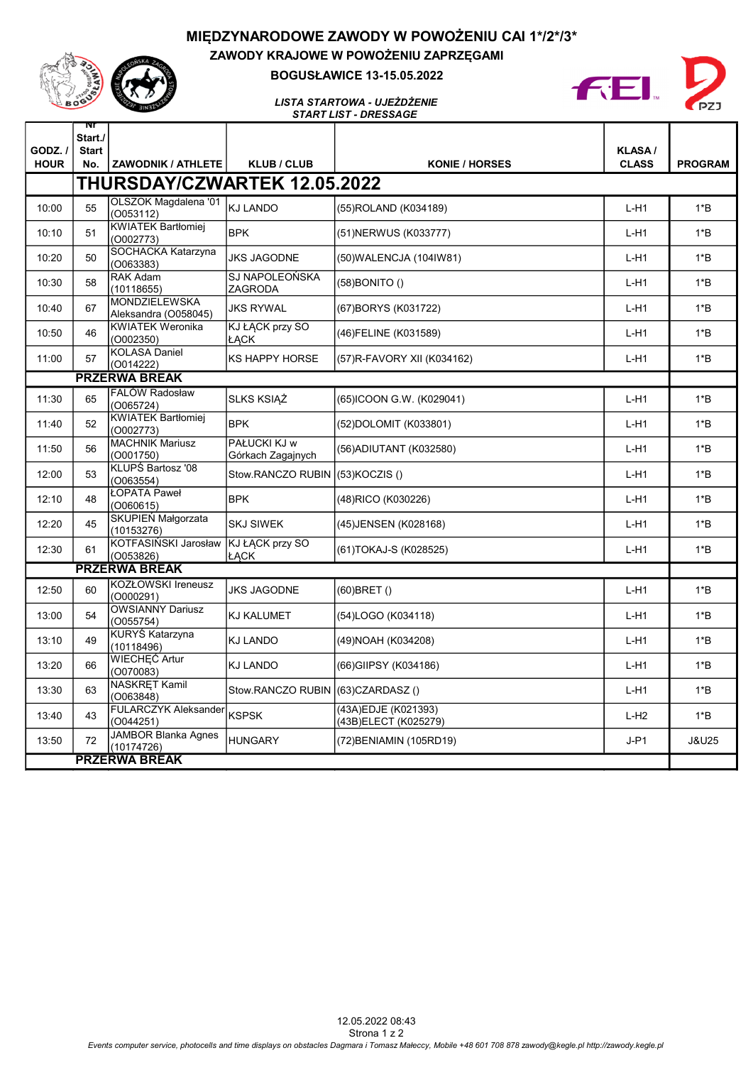# MIĘDZYNARODOWE ZAWODY W POWOŻENIU CAI 1*/2*/3*

## ZAWODY KRAJOWE W POWOŻENIU ZAPRZĘGAMI

## BOGUSŁAWICE 13-15.05.2022

*LISTA STARTOWA - UJEŻDŻENIE*
*START LIST - DRESSAGE*

| GODZ. / HOUR | Nr Start./ Start No. | ZAWODNIK / ATHLETE | KLUB / CLUB | KONIE / HORSES | KLASA / CLASS | PROGRAM |
|---|---|---|---|---|---|---|
| | **THURSDAY/CZWARTEK 12.05.2022** | | | | | |
| 10:00 | 55 | OLSZOK Magdalena '01 (O053112) | KJ LANDO | (55)ROLAND (K034189) | L-H1 | 1*B |
| 10:10 | 51 | KWIATEK Bartłomiej (O002773) | BPK | (51)NERWUS (K033777) | L-H1 | 1*B |
| 10:20 | 50 | SOCHACKA Katarzyna (O063383) | JKS JAGODNE | (50)WALENCJA (104IW81) | L-H1 | 1*B |
| 10:30 | 58 | RAK Adam (10118655) | SJ NAPOLEOŃSKA ZAGRODA | (58)BONITO () | L-H1 | 1*B |
| 10:40 | 67 | MONDZIELEWSKA Aleksandra (O058045) | JKS RYWAL | (67)BORYS (K031722) | L-H1 | 1*B |
| 10:50 | 46 | KWIATEK Weronika (O002350) | KJ ŁĄCK przy SO ŁĄCK | (46)FELINE (K031589) | L-H1 | 1*B |
| 11:00 | 57 | KOLASA Daniel (O014222) | KS HAPPY HORSE | (57)R-FAVORY XII (K034162) | L-H1 | 1*B |
| | **PRZERWA BREAK** | | | | | |
| 11:30 | 65 | FALÓW Radosław (O065724) | SLKS KSIĄŻ | (65)ICOON G.W. (K029041) | L-H1 | 1*B |
| 11:40 | 52 | KWIATEK Bartłomiej (O002773) | BPK | (52)DOLOMIT (K033801) | L-H1 | 1*B |
| 11:50 | 56 | MACHNIK Mariusz (O001750) | PAŁUCKI KJ w Górkach Zagajnych | (56)ADIUTANT (K032580) | L-H1 | 1*B |
| 12:00 | 53 | KLUPŚ Bartosz '08 (O063554) | Stow.RANCZO RUBIN | (53)KOCZIS () | L-H1 | 1*B |
| 12:10 | 48 | ŁOPATA Paweł (O060615) | BPK | (48)RICO (K030226) | L-H1 | 1*B |
| 12:20 | 45 | SKUPIEŃ Małgorzata (10153276) | SKJ SIWEK | (45)JENSEN (K028168) | L-H1 | 1*B |
| 12:30 | 61 | KOTFASIŃSKI Jarosław (O053826) | KJ ŁĄCK przy SO ŁĄCK | (61)TOKAJ-S (K028525) | L-H1 | 1*B |
| | **PRZERWA BREAK** | | | | | |
| 12:50 | 60 | KOZŁOWSKI Ireneusz (O000291) | JKS JAGODNE | (60)BRET () | L-H1 | 1*B |
| 13:00 | 54 | OWSIANNY Dariusz (O055754) | KJ KALUMET | (54)LOGO (K034118) | L-H1 | 1*B |
| 13:10 | 49 | KURYŚ Katarzyna (10118496) | KJ LANDO | (49)NOAH (K034208) | L-H1 | 1*B |
| 13:20 | 66 | WIECHĘĆ Artur (O070083) | KJ LANDO | (66)GIIPSY (K034186) | L-H1 | 1*B |
| 13:30 | 63 | NASKRĘT Kamil (O063848) | Stow.RANCZO RUBIN | (63)CZARDASZ () | L-H1 | 1*B |
| 13:40 | 43 | FULARCZYK Aleksander (O044251) | KSPSK | (43A)EDJE (K021393) (43B)ELECT (K025279) | L-H2 | 1*B |
| 13:50 | 72 | JAMBOR Blanka Agnes (10174726) | HUNGARY | (72)BENIAMIN (105RD19) | J-P1 | J&U25 |
| | **PRZERWA BREAK** | | | | | |

12.05.2022 08:43

*Events computer service, photocells and time displays on obstacles Dagmara i Tomasz Małeccy, Mobile +48 601 708 878 zawody@kegle.pl http://zawody.kegle.pl*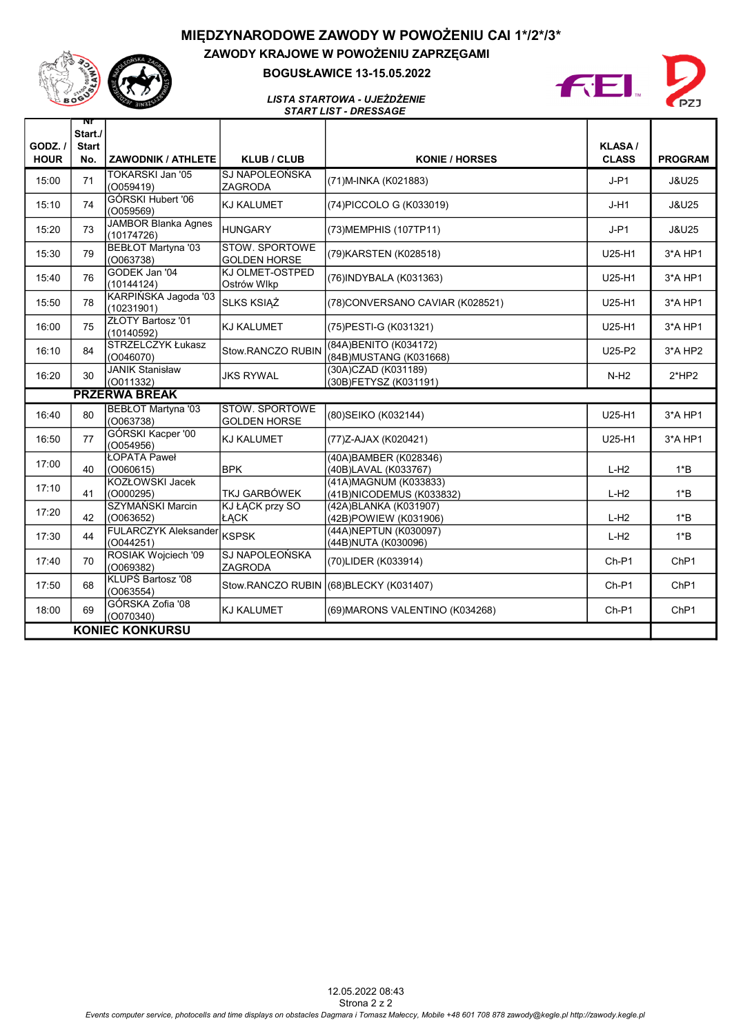# MIĘDZYNARODOWE ZAWODY W POWOŻENIU CAI 1*/2*/3*

## ZAWODY KRAJOWE W POWOŻENIU ZAPRZĘGAMI

## BOGUSŁAWICE 13-15.05.2022

*LISTA STARTOWA - UJEŻDŻENIE*
*START LIST - DRESSAGE*

| GODZ. / HOUR | Nr Start./ Start No. | ZAWODNIK / ATHLETE | KLUB / CLUB | KONIE / HORSES | KLASA / CLASS | PROGRAM |
|---|---|---|---|---|---|---|
| 15:00 | 71 | TOKARSKI Jan '05 (O059419) | SJ NAPOLEOŃSKA ZAGRODA | (71)M-INKA (K021883) | J-P1 | J&U25 |
| 15:10 | 74 | GÓRSKI Hubert '06 (O059569) | KJ KALUMET | (74)PICCOLO G (K033019) | J-H1 | J&U25 |
| 15:20 | 73 | JAMBOR Blanka Agnes (10174726) | HUNGARY | (73)MEMPHIS (107TP11) | J-P1 | J&U25 |
| 15:30 | 79 | BEBŁOT Martyna '03 (O063738) | STOW. SPORTOWE GOLDEN HORSE | (79)KARSTEN (K028518) | U25-H1 | 3*A HP1 |
| 15:40 | 76 | GODEK Jan '04 (10144124) | KJ OLMET-OSTPED Ostrów Wlkp | (76)INDYBALA (K031363) | U25-H1 | 3*A HP1 |
| 15:50 | 78 | KARPIŃSKA Jagoda '03 (10231901) | SLKS KSIĄŻ | (78)CONVERSANO CAVIAR (K028521) | U25-H1 | 3*A HP1 |
| 16:00 | 75 | ZŁOTY Bartosz '01 (10140592) | KJ KALUMET | (75)PESTI-G (K031321) | U25-H1 | 3*A HP1 |
| 16:10 | 84 | STRZELCZYK Łukasz (O046070) | Stow.RANCZO RUBIN | (84A)BENITO (K034172) (84B)MUSTANG (K031668) | U25-P2 | 3*A HP2 |
| 16:20 | 30 | JANIK Stanisław (O011332) | JKS RYWAL | (30A)CZAD (K031189) (30B)FETYSZ (K031191) | N-H2 | 2*HP2 |
| **PRZERWA BREAK** | | | | | | |
| 16:40 | 80 | BEBŁOT Martyna '03 (O063738) | STOW. SPORTOWE GOLDEN HORSE | (80)SEIKO (K032144) | U25-H1 | 3*A HP1 |
| 16:50 | 77 | GÓRSKI Kacper '00 (O054956) | KJ KALUMET | (77)Z-AJAX (K020421) | U25-H1 | 3*A HP1 |
| 17:00 | 40 | ŁOPATA Paweł (O060615) | BPK | (40A)BAMBER (K028346) (40B)LAVAL (K033767) | L-H2 | 1*B |
| 17:10 | 41 | KOZŁOWSKI Jacek (O000295) | TKJ GARBÓWEK | (41A)MAGNUM (K033833) (41B)NICODEMUS (K033832) | L-H2 | 1*B |
| 17:20 | 42 | SZYMAŃSKI Marcin (O063652) | KJ ŁĄCK przy SO ŁĄCK | (42A)BLANKA (K031907) (42B)POWIEW (K031906) | L-H2 | 1*B |
| 17:30 | 44 | FULARCZYK Aleksander (O044251) | KSPSK | (44A)NEPTUN (K030097) (44B)NUTA (K030096) | L-H2 | 1*B |
| 17:40 | 70 | ROSIAK Wojciech '09 (O069382) | SJ NAPOLEOŃSKA ZAGRODA | (70)LIDER (K033914) | Ch-P1 | ChP1 |
| 17:50 | 68 | KLUPŚ Bartosz '08 (O063554) | Stow.RANCZO RUBIN | (68)BLECKY (K031407) | Ch-P1 | ChP1 |
| 18:00 | 69 | GÓRSKA Zofia '08 (O070340) | KJ KALUMET | (69)MARONS VALENTINO (K034268) | Ch-P1 | ChP1 |
| **KONIEC KONKURSU** | | | | | | |

12.05.2022 08:43

*Events computer service, photocells and time displays on obstacles Dagmara i Tomasz Małeccy, Mobile +48 601 708 878 zawody@kegle.pl http://zawody.kegle.pl*